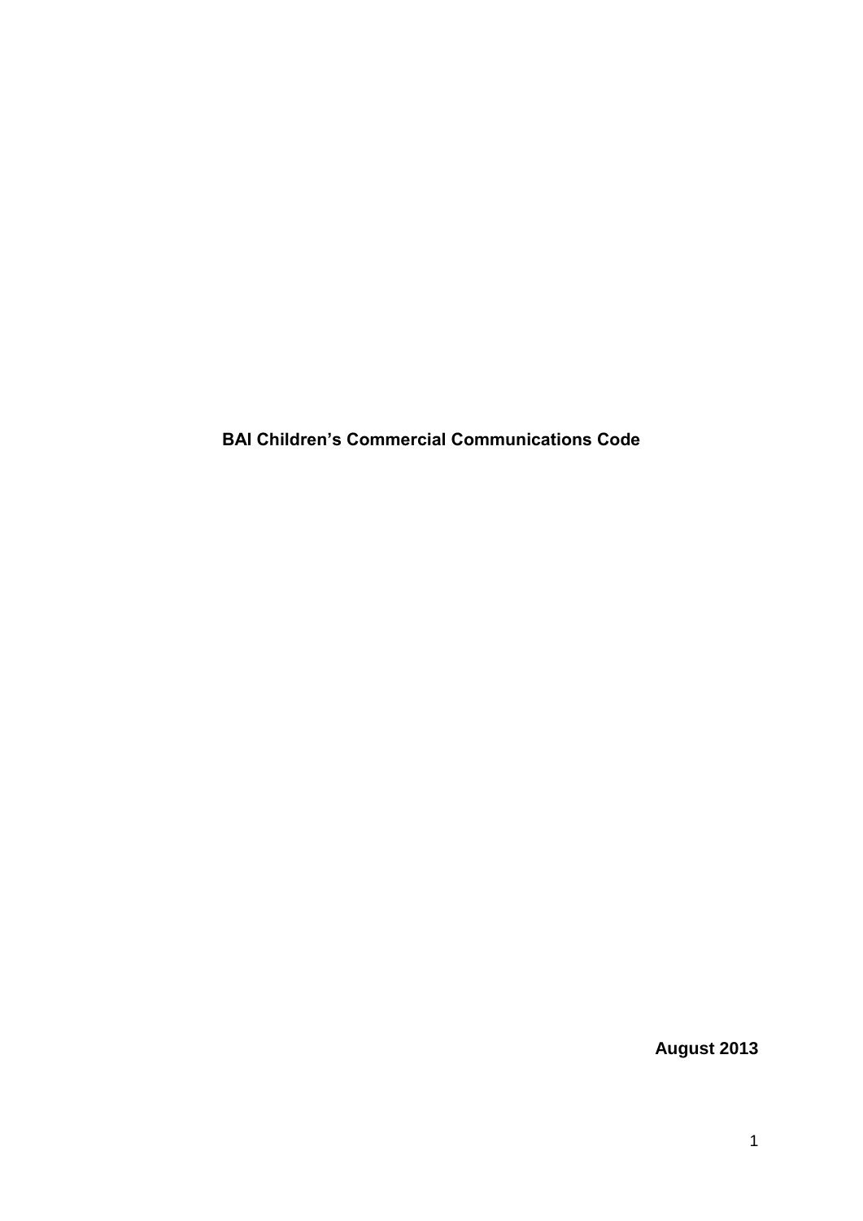# BAI Children's Commercial Communications Code

**August 2013**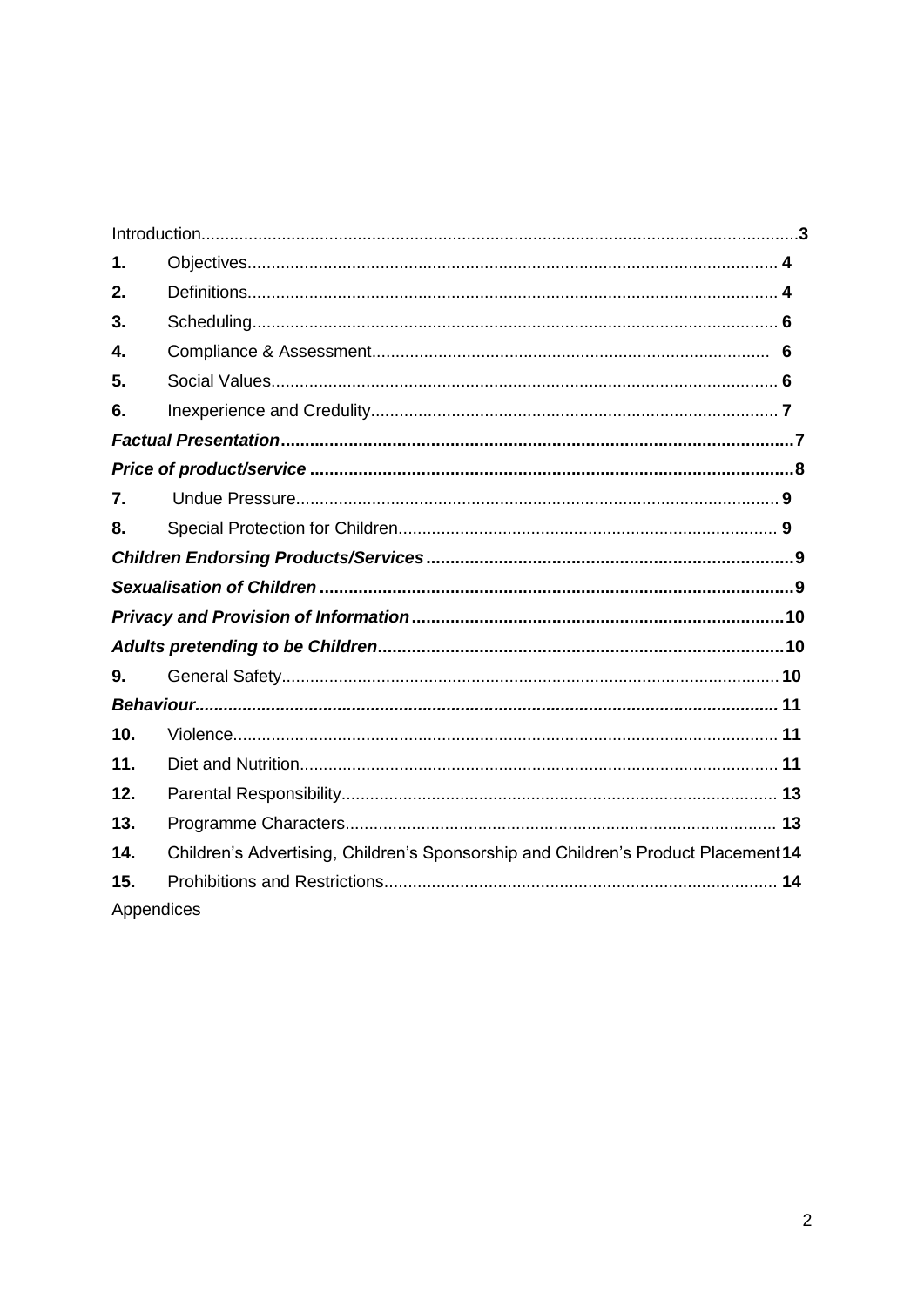| | | |
|---|---|---|
| Introduction | | 3 |
| **1.** | Objectives | **4** |
| **2.** | Definitions | **4** |
| **3.** | Scheduling | **6** |
| **4.** | Compliance & Assessment | **6** |
| **5.** | Social Values | **6** |
| **6.** | Inexperience and Credulity | **7** |
| ***Factual Presentation*** | | **7** |
| ***Price of product/service*** | | **8** |
| **7.** | Undue Pressure | **9** |
| **8.** | Special Protection for Children | **9** |
| ***Children Endorsing Products/Services*** | | **9** |
| ***Sexualisation of Children*** | | **9** |
| ***Privacy and Provision of Information*** | | **10** |
| ***Adults pretending to be Children*** | | **10** |
| **9.** | General Safety | **10** |
| ***Behaviour*** | | **11** |
| **10.** | Violence | **11** |
| **11.** | Diet and Nutrition | **11** |
| **12.** | Parental Responsibility | **13** |
| **13.** | Programme Characters | **13** |
| **14.** | Children's Advertising, Children's Sponsorship and Children's Product Placement | **14** |
| **15.** | Prohibitions and Restrictions | **14** |
| Appendices | | |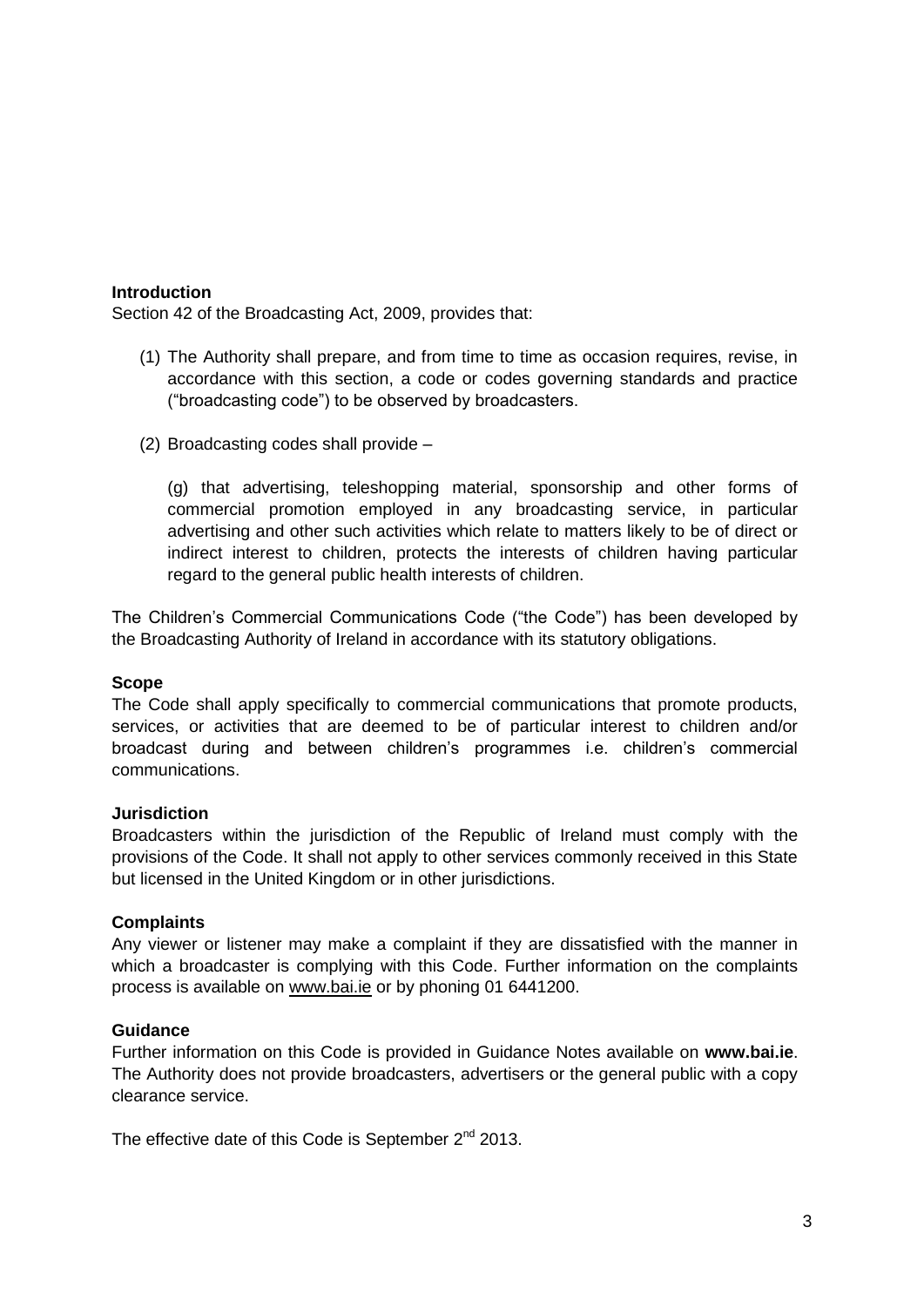## Introduction

Section 42 of the Broadcasting Act, 2009, provides that:

(1) The Authority shall prepare, and from time to time as occasion requires, revise, in accordance with this section, a code or codes governing standards and practice ("broadcasting code") to be observed by broadcasters.

(2) Broadcasting codes shall provide –

(g) that advertising, teleshopping material, sponsorship and other forms of commercial promotion employed in any broadcasting service, in particular advertising and other such activities which relate to matters likely to be of direct or indirect interest to children, protects the interests of children having particular regard to the general public health interests of children.

The Children's Commercial Communications Code ("the Code") has been developed by the Broadcasting Authority of Ireland in accordance with its statutory obligations.

## Scope

The Code shall apply specifically to commercial communications that promote products, services, or activities that are deemed to be of particular interest to children and/or broadcast during and between children's programmes i.e. children's commercial communications.

## Jurisdiction

Broadcasters within the jurisdiction of the Republic of Ireland must comply with the provisions of the Code. It shall not apply to other services commonly received in this State but licensed in the United Kingdom or in other jurisdictions.

## Complaints

Any viewer or listener may make a complaint if they are dissatisfied with the manner in which a broadcaster is complying with this Code. Further information on the complaints process is available on www.bai.ie or by phoning 01 6441200.

## Guidance

Further information on this Code is provided in Guidance Notes available on **www.bai.ie**. The Authority does not provide broadcasters, advertisers or the general public with a copy clearance service.

The effective date of this Code is September 2nd 2013.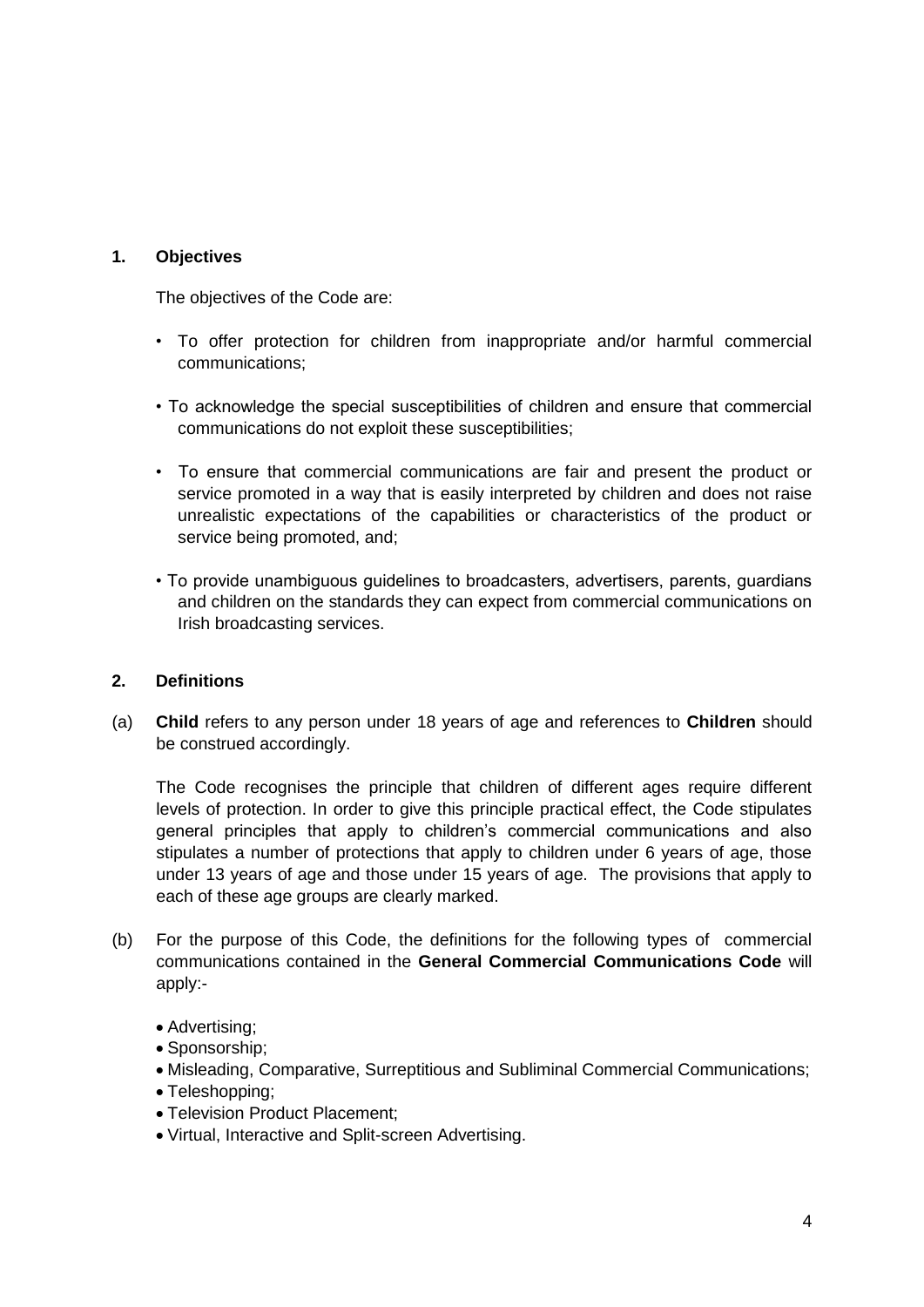## 1. Objectives

The objectives of the Code are:

- To offer protection for children from inappropriate and/or harmful commercial communications;
- To acknowledge the special susceptibilities of children and ensure that commercial communications do not exploit these susceptibilities;
- To ensure that commercial communications are fair and present the product or service promoted in a way that is easily interpreted by children and does not raise unrealistic expectations of the capabilities or characteristics of the product or service being promoted, and;
- To provide unambiguous guidelines to broadcasters, advertisers, parents, guardians and children on the standards they can expect from commercial communications on Irish broadcasting services.

## 2. Definitions

(a) **Child** refers to any person under 18 years of age and references to **Children** should be construed accordingly.

The Code recognises the principle that children of different ages require different levels of protection. In order to give this principle practical effect, the Code stipulates general principles that apply to children's commercial communications and also stipulates a number of protections that apply to children under 6 years of age, those under 13 years of age and those under 15 years of age. The provisions that apply to each of these age groups are clearly marked.

(b) For the purpose of this Code, the definitions for the following types of commercial communications contained in the **General Commercial Communications Code** will apply:-

- Advertising;
- Sponsorship;
- Misleading, Comparative, Surreptitious and Subliminal Commercial Communications;
- Teleshopping;
- Television Product Placement;
- Virtual, Interactive and Split-screen Advertising.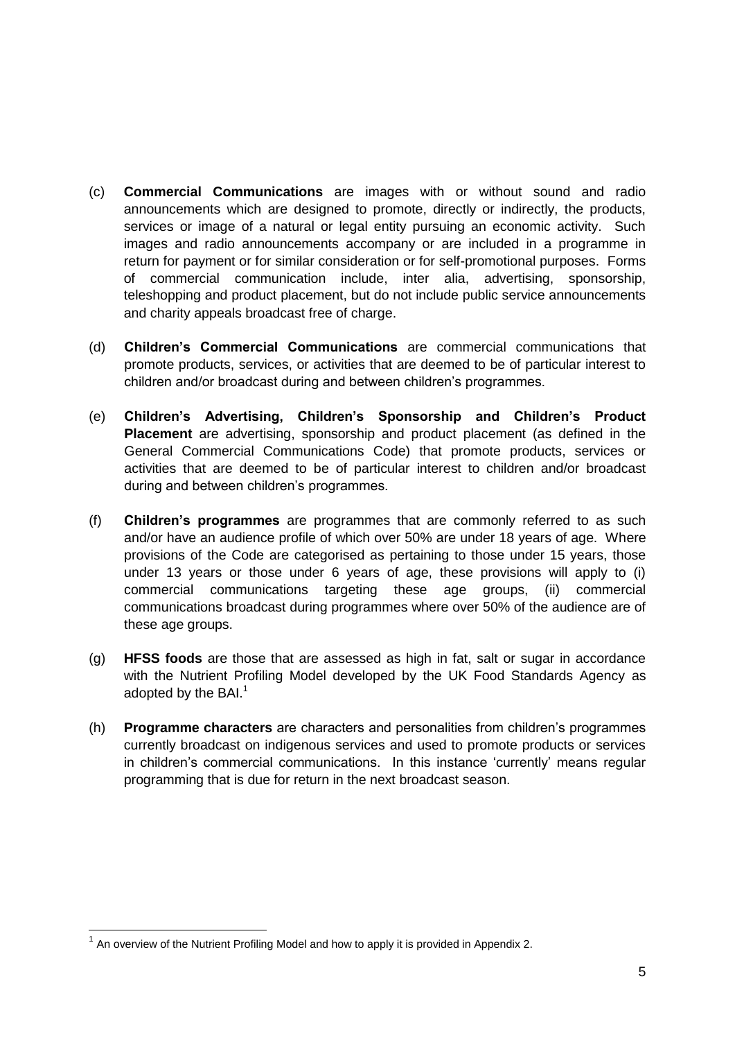(c) **Commercial Communications** are images with or without sound and radio announcements which are designed to promote, directly or indirectly, the products, services or image of a natural or legal entity pursuing an economic activity. Such images and radio announcements accompany or are included in a programme in return for payment or for similar consideration or for self-promotional purposes. Forms of commercial communication include, inter alia, advertising, sponsorship, teleshopping and product placement, but do not include public service announcements and charity appeals broadcast free of charge.

(d) **Children's Commercial Communications** are commercial communications that promote products, services, or activities that are deemed to be of particular interest to children and/or broadcast during and between children's programmes.

(e) **Children's Advertising, Children's Sponsorship and Children's Product Placement** are advertising, sponsorship and product placement (as defined in the General Commercial Communications Code) that promote products, services or activities that are deemed to be of particular interest to children and/or broadcast during and between children's programmes.

(f) **Children's programmes** are programmes that are commonly referred to as such and/or have an audience profile of which over 50% are under 18 years of age. Where provisions of the Code are categorised as pertaining to those under 15 years, those under 13 years or those under 6 years of age, these provisions will apply to (i) commercial communications targeting these age groups, (ii) commercial communications broadcast during programmes where over 50% of the audience are of these age groups.

(g) **HFSS foods** are those that are assessed as high in fat, salt or sugar in accordance with the Nutrient Profiling Model developed by the UK Food Standards Agency as adopted by the BAI.[1]

(h) **Programme characters** are characters and personalities from children's programmes currently broadcast on indigenous services and used to promote products or services in children's commercial communications. In this instance 'currently' means regular programming that is due for return in the next broadcast season.

---

[1] An overview of the Nutrient Profiling Model and how to apply it is provided in Appendix 2.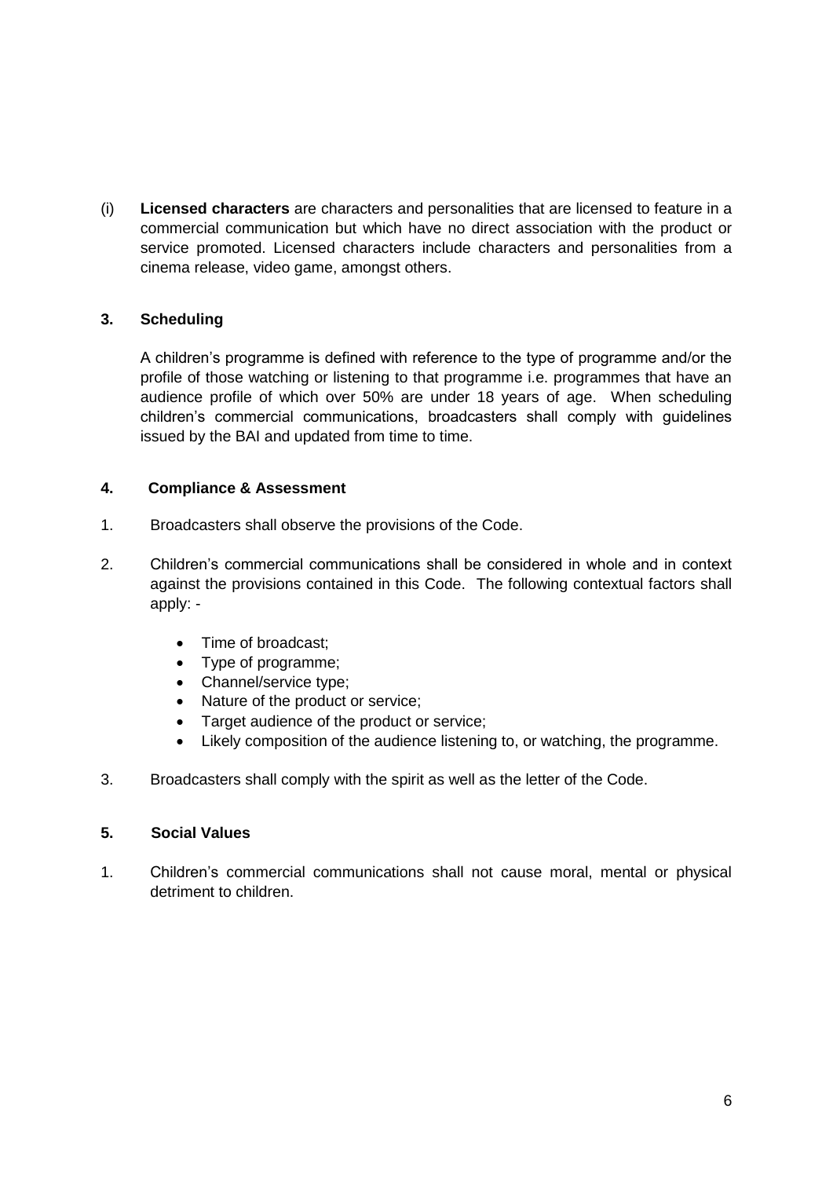(i) **Licensed characters** are characters and personalities that are licensed to feature in a commercial communication but which have no direct association with the product or service promoted. Licensed characters include characters and personalities from a cinema release, video game, amongst others.

## 3. Scheduling

A children's programme is defined with reference to the type of programme and/or the profile of those watching or listening to that programme i.e. programmes that have an audience profile of which over 50% are under 18 years of age. When scheduling children's commercial communications, broadcasters shall comply with guidelines issued by the BAI and updated from time to time.

## 4. Compliance & Assessment

1. Broadcasters shall observe the provisions of the Code.

2. Children's commercial communications shall be considered in whole and in context against the provisions contained in this Code. The following contextual factors shall apply: -

   - Time of broadcast;
   - Type of programme;
   - Channel/service type;
   - Nature of the product or service;
   - Target audience of the product or service;
   - Likely composition of the audience listening to, or watching, the programme.

3. Broadcasters shall comply with the spirit as well as the letter of the Code.

## 5. Social Values

1. Children's commercial communications shall not cause moral, mental or physical detriment to children.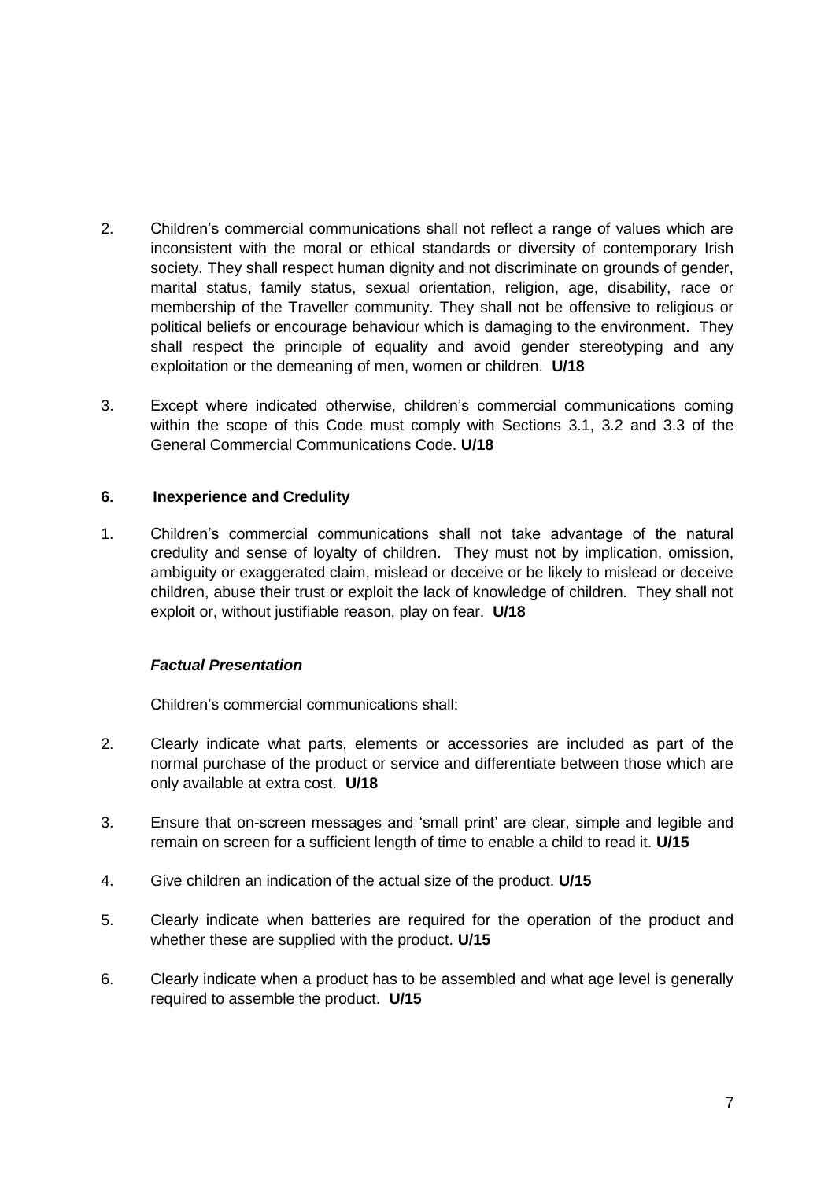2. Children's commercial communications shall not reflect a range of values which are inconsistent with the moral or ethical standards or diversity of contemporary Irish society. They shall respect human dignity and not discriminate on grounds of gender, marital status, family status, sexual orientation, religion, age, disability, race or membership of the Traveller community. They shall not be offensive to religious or political beliefs or encourage behaviour which is damaging to the environment. They shall respect the principle of equality and avoid gender stereotyping and any exploitation or the demeaning of men, women or children. **U/18**

3. Except where indicated otherwise, children's commercial communications coming within the scope of this Code must comply with Sections 3.1, 3.2 and 3.3 of the General Commercial Communications Code. **U/18**

## 6. Inexperience and Credulity

1. Children's commercial communications shall not take advantage of the natural credulity and sense of loyalty of children. They must not by implication, omission, ambiguity or exaggerated claim, mislead or deceive or be likely to mislead or deceive children, abuse their trust or exploit the lack of knowledge of children. They shall not exploit or, without justifiable reason, play on fear. **U/18**

***Factual Presentation***

Children's commercial communications shall:

2. Clearly indicate what parts, elements or accessories are included as part of the normal purchase of the product or service and differentiate between those which are only available at extra cost. **U/18**

3. Ensure that on-screen messages and 'small print' are clear, simple and legible and remain on screen for a sufficient length of time to enable a child to read it. **U/15**

4. Give children an indication of the actual size of the product. **U/15**

5. Clearly indicate when batteries are required for the operation of the product and whether these are supplied with the product. **U/15**

6. Clearly indicate when a product has to be assembled and what age level is generally required to assemble the product. **U/15**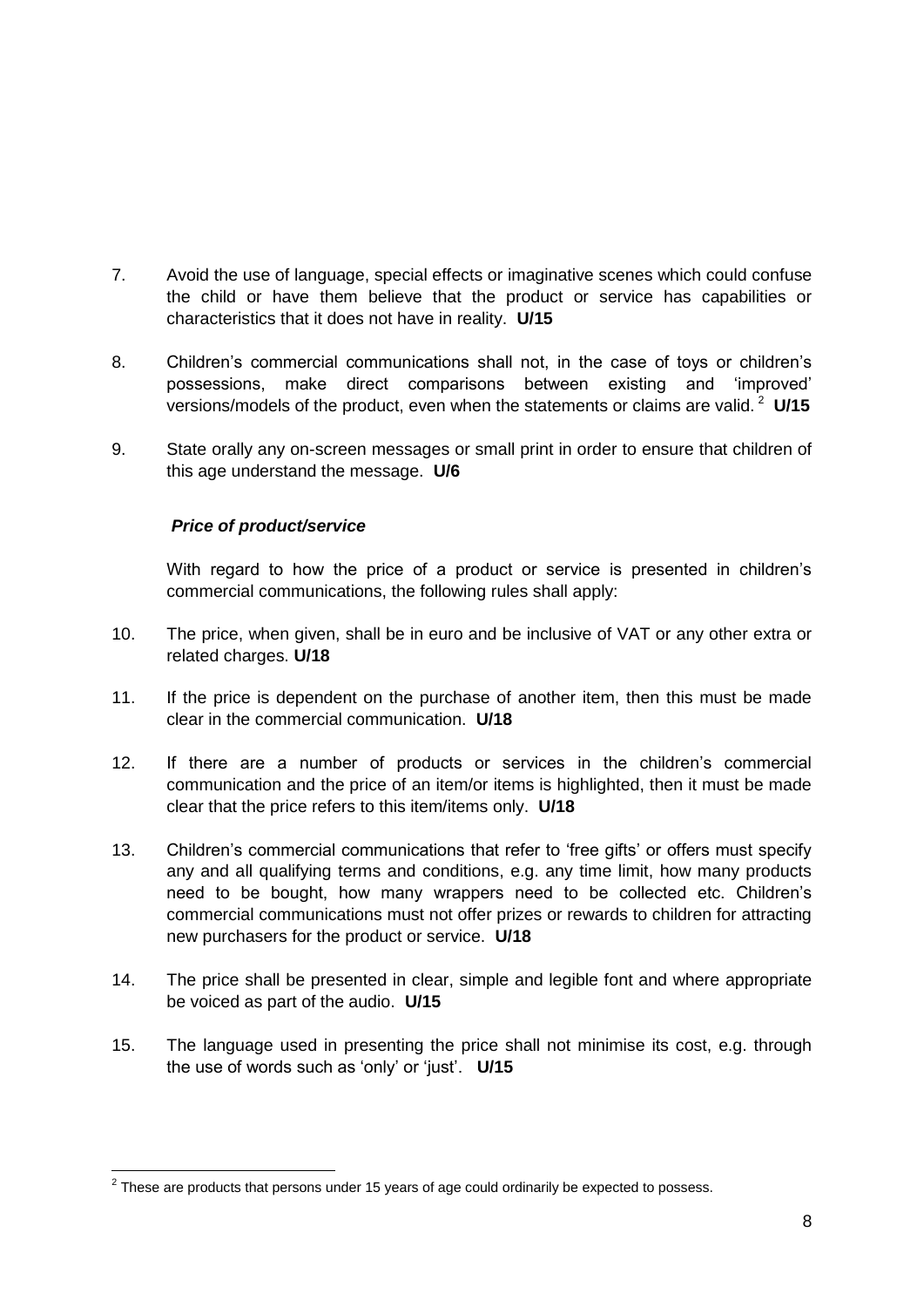7. Avoid the use of language, special effects or imaginative scenes which could confuse the child or have them believe that the product or service has capabilities or characteristics that it does not have in reality. **U/15**

8. Children's commercial communications shall not, in the case of toys or children's possessions, make direct comparisons between existing and 'improved' versions/models of the product, even when the statements or claims are valid. [2] **U/15**

9. State orally any on-screen messages or small print in order to ensure that children of this age understand the message. **U/6**

***Price of product/service***

With regard to how the price of a product or service is presented in children's commercial communications, the following rules shall apply:

10. The price, when given, shall be in euro and be inclusive of VAT or any other extra or related charges. **U/18**

11. If the price is dependent on the purchase of another item, then this must be made clear in the commercial communication. **U/18**

12. If there are a number of products or services in the children's commercial communication and the price of an item/or items is highlighted, then it must be made clear that the price refers to this item/items only. **U/18**

13. Children's commercial communications that refer to 'free gifts' or offers must specify any and all qualifying terms and conditions, e.g. any time limit, how many products need to be bought, how many wrappers need to be collected etc. Children's commercial communications must not offer prizes or rewards to children for attracting new purchasers for the product or service. **U/18**

14. The price shall be presented in clear, simple and legible font and where appropriate be voiced as part of the audio. **U/15**

15. The language used in presenting the price shall not minimise its cost, e.g. through the use of words such as 'only' or 'just'. **U/15**

---

[2] These are products that persons under 15 years of age could ordinarily be expected to possess.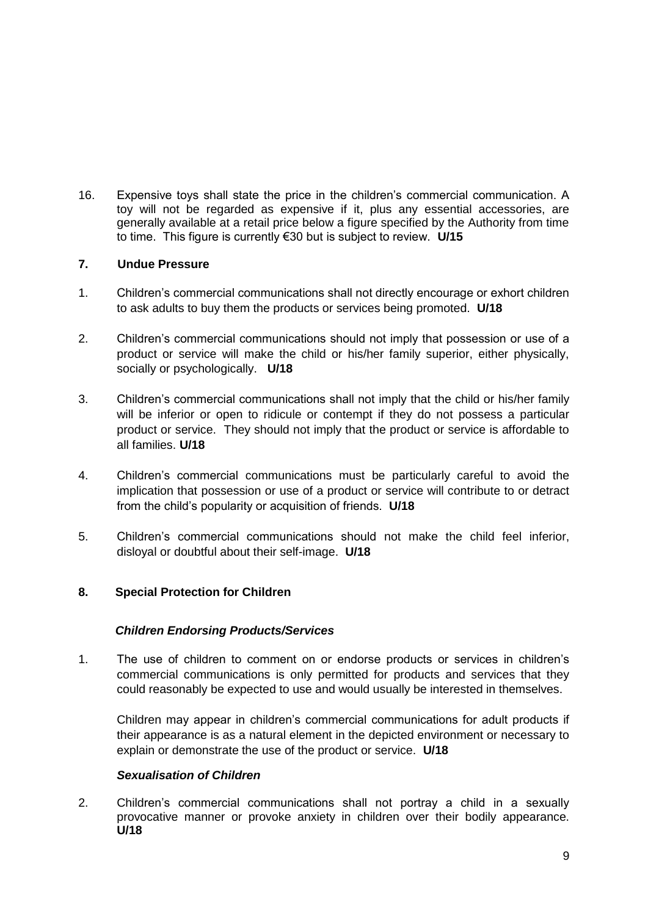16. Expensive toys shall state the price in the children's commercial communication. A toy will not be regarded as expensive if it, plus any essential accessories, are generally available at a retail price below a figure specified by the Authority from time to time. This figure is currently €30 but is subject to review. **U/15**

## 7. Undue Pressure

1. Children's commercial communications shall not directly encourage or exhort children to ask adults to buy them the products or services being promoted. **U/18**

2. Children's commercial communications should not imply that possession or use of a product or service will make the child or his/her family superior, either physically, socially or psychologically. **U/18**

3. Children's commercial communications shall not imply that the child or his/her family will be inferior or open to ridicule or contempt if they do not possess a particular product or service. They should not imply that the product or service is affordable to all families. **U/18**

4. Children's commercial communications must be particularly careful to avoid the implication that possession or use of a product or service will contribute to or detract from the child's popularity or acquisition of friends. **U/18**

5. Children's commercial communications should not make the child feel inferior, disloyal or doubtful about their self-image. **U/18**

## 8. Special Protection for Children

### *Children Endorsing Products/Services*

1. The use of children to comment on or endorse products or services in children's commercial communications is only permitted for products and services that they could reasonably be expected to use and would usually be interested in themselves.

   Children may appear in children's commercial communications for adult products if their appearance is as a natural element in the depicted environment or necessary to explain or demonstrate the use of the product or service. **U/18**

### *Sexualisation of Children*

2. Children's commercial communications shall not portray a child in a sexually provocative manner or provoke anxiety in children over their bodily appearance. **U/18**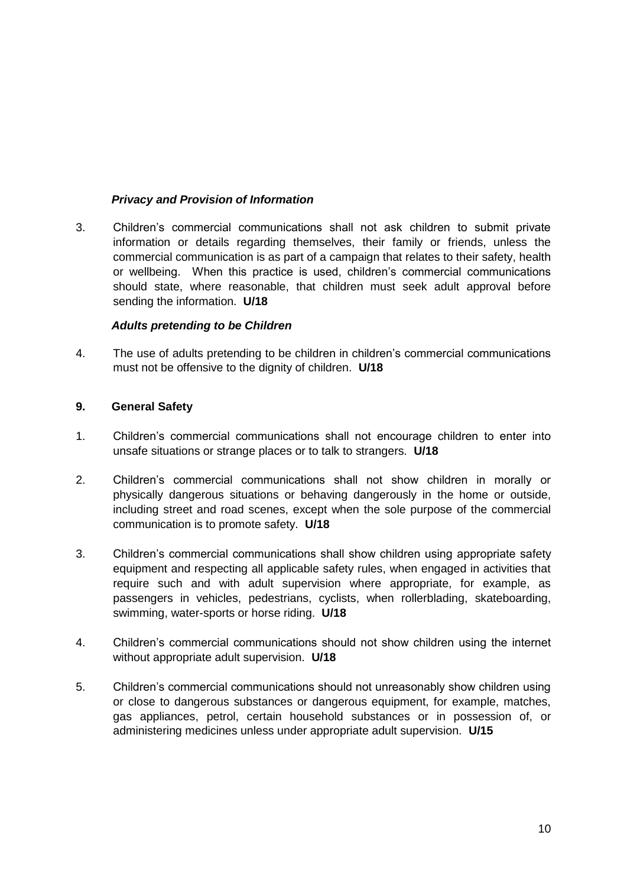*Privacy and Provision of Information*

3. Children's commercial communications shall not ask children to submit private information or details regarding themselves, their family or friends, unless the commercial communication is as part of a campaign that relates to their safety, health or wellbeing. When this practice is used, children's commercial communications should state, where reasonable, that children must seek adult approval before sending the information. **U/18**

*Adults pretending to be Children*

4. The use of adults pretending to be children in children's commercial communications must not be offensive to the dignity of children. **U/18**

## 9. General Safety

1. Children's commercial communications shall not encourage children to enter into unsafe situations or strange places or to talk to strangers. **U/18**

2. Children's commercial communications shall not show children in morally or physically dangerous situations or behaving dangerously in the home or outside, including street and road scenes, except when the sole purpose of the commercial communication is to promote safety. **U/18**

3. Children's commercial communications shall show children using appropriate safety equipment and respecting all applicable safety rules, when engaged in activities that require such and with adult supervision where appropriate, for example, as passengers in vehicles, pedestrians, cyclists, when rollerblading, skateboarding, swimming, water-sports or horse riding. **U/18**

4. Children's commercial communications should not show children using the internet without appropriate adult supervision. **U/18**

5. Children's commercial communications should not unreasonably show children using or close to dangerous substances or dangerous equipment, for example, matches, gas appliances, petrol, certain household substances or in possession of, or administering medicines unless under appropriate adult supervision. **U/15**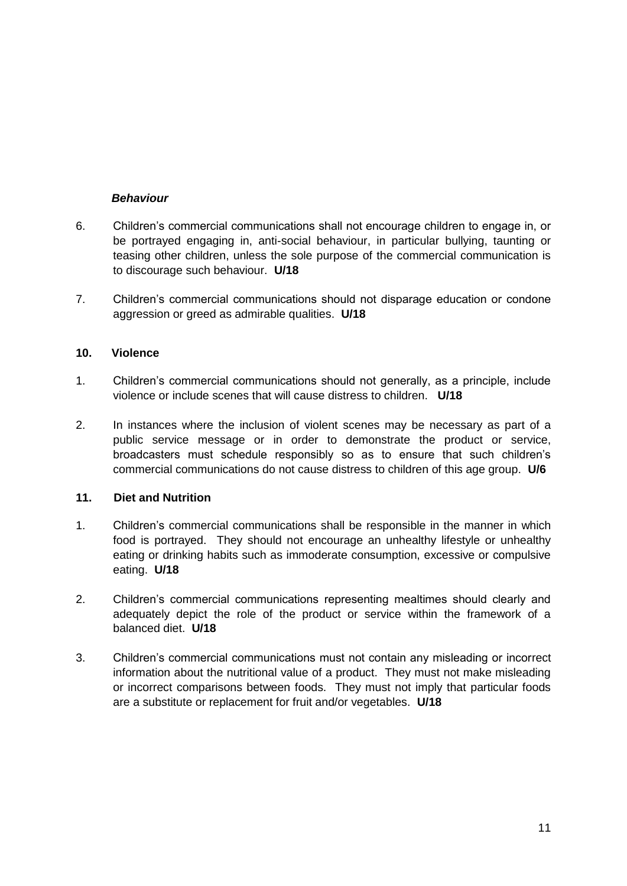***Behaviour***

6. Children's commercial communications shall not encourage children to engage in, or be portrayed engaging in, anti-social behaviour, in particular bullying, taunting or teasing other children, unless the sole purpose of the commercial communication is to discourage such behaviour. **U/18**

7. Children's commercial communications should not disparage education or condone aggression or greed as admirable qualities. **U/18**

## 10. Violence

1. Children's commercial communications should not generally, as a principle, include violence or include scenes that will cause distress to children. **U/18**

2. In instances where the inclusion of violent scenes may be necessary as part of a public service message or in order to demonstrate the product or service, broadcasters must schedule responsibly so as to ensure that such children's commercial communications do not cause distress to children of this age group. **U/6**

## 11. Diet and Nutrition

1. Children's commercial communications shall be responsible in the manner in which food is portrayed. They should not encourage an unhealthy lifestyle or unhealthy eating or drinking habits such as immoderate consumption, excessive or compulsive eating. **U/18**

2. Children's commercial communications representing mealtimes should clearly and adequately depict the role of the product or service within the framework of a balanced diet. **U/18**

3. Children's commercial communications must not contain any misleading or incorrect information about the nutritional value of a product. They must not make misleading or incorrect comparisons between foods. They must not imply that particular foods are a substitute or replacement for fruit and/or vegetables. **U/18**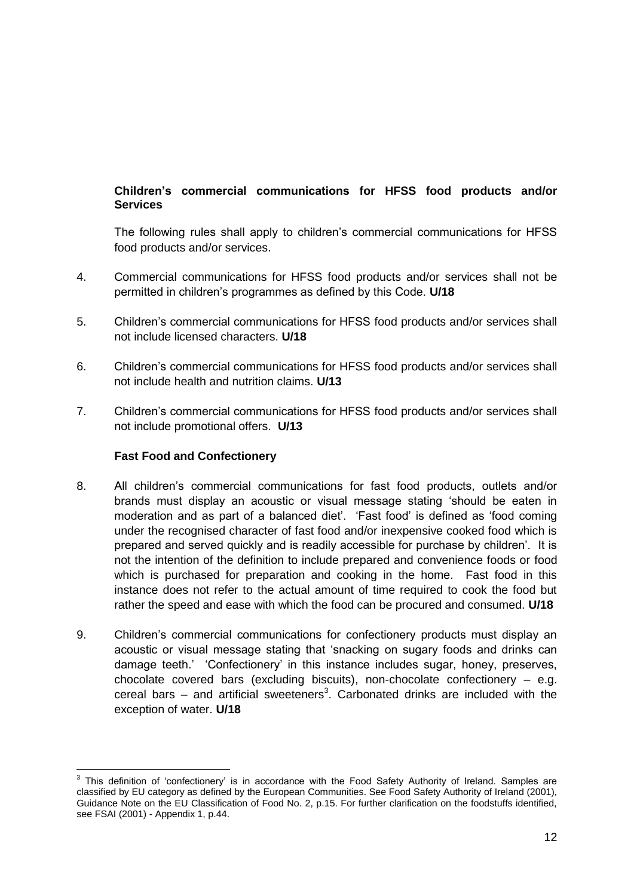**Children's commercial communications for HFSS food products and/or Services**

The following rules shall apply to children's commercial communications for HFSS food products and/or services.

4. Commercial communications for HFSS food products and/or services shall not be permitted in children's programmes as defined by this Code. **U/18**

5. Children's commercial communications for HFSS food products and/or services shall not include licensed characters. **U/18**

6. Children's commercial communications for HFSS food products and/or services shall not include health and nutrition claims. **U/13**

7. Children's commercial communications for HFSS food products and/or services shall not include promotional offers. **U/13**

**Fast Food and Confectionery**

8. All children's commercial communications for fast food products, outlets and/or brands must display an acoustic or visual message stating 'should be eaten in moderation and as part of a balanced diet'. 'Fast food' is defined as 'food coming under the recognised character of fast food and/or inexpensive cooked food which is prepared and served quickly and is readily accessible for purchase by children'. It is not the intention of the definition to include prepared and convenience foods or food which is purchased for preparation and cooking in the home. Fast food in this instance does not refer to the actual amount of time required to cook the food but rather the speed and ease with which the food can be procured and consumed. **U/18**

9. Children's commercial communications for confectionery products must display an acoustic or visual message stating that 'snacking on sugary foods and drinks can damage teeth.' 'Confectionery' in this instance includes sugar, honey, preserves, chocolate covered bars (excluding biscuits), non-chocolate confectionery – e.g. cereal bars – and artificial sweeteners[3]. Carbonated drinks are included with the exception of water. **U/18**

---

[3] This definition of 'confectionery' is in accordance with the Food Safety Authority of Ireland. Samples are classified by EU category as defined by the European Communities. See Food Safety Authority of Ireland (2001), Guidance Note on the EU Classification of Food No. 2, p.15. For further clarification on the foodstuffs identified, see FSAI (2001) - Appendix 1, p.44.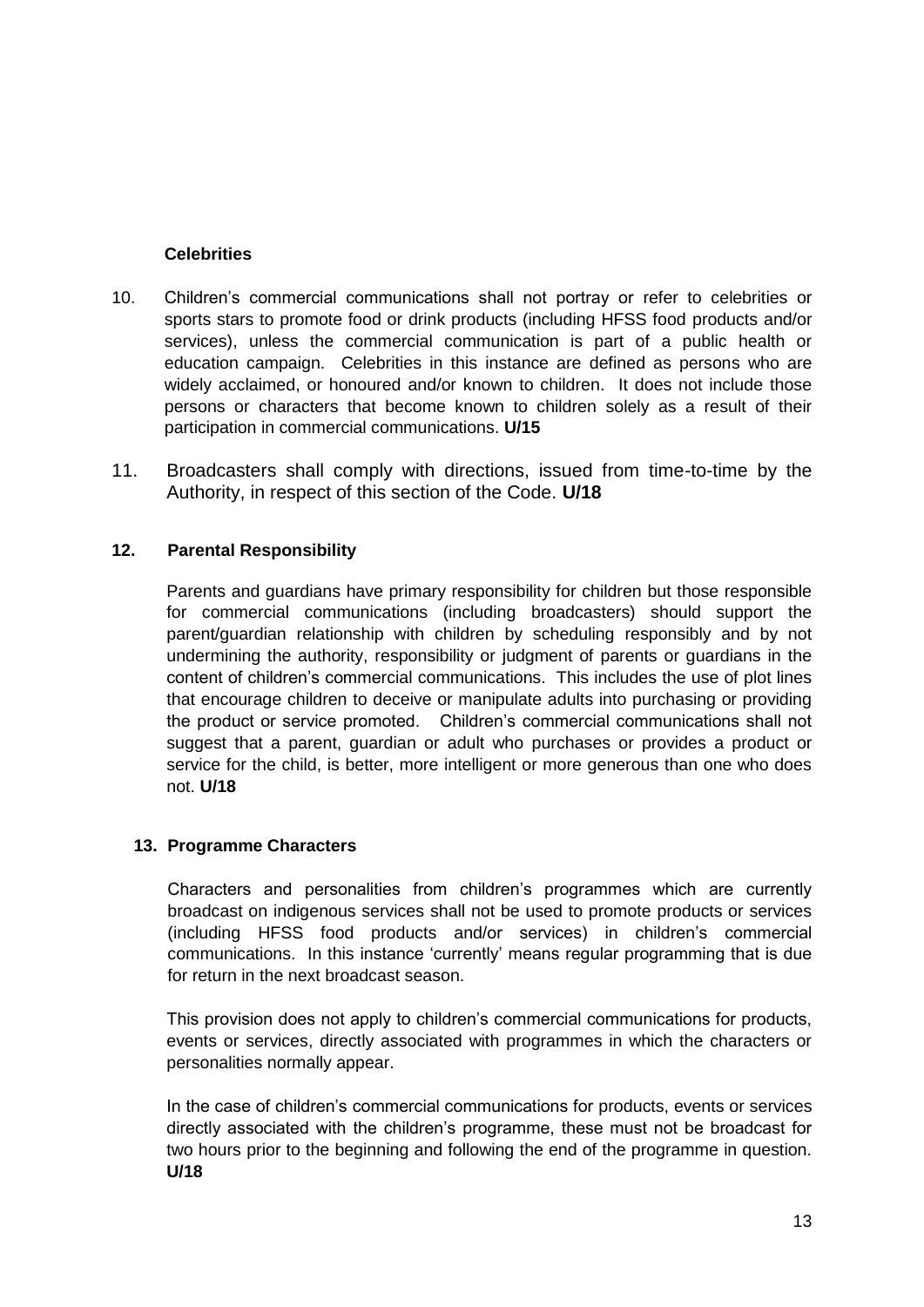**Celebrities**

10. Children's commercial communications shall not portray or refer to celebrities or sports stars to promote food or drink products (including HFSS food products and/or services), unless the commercial communication is part of a public health or education campaign. Celebrities in this instance are defined as persons who are widely acclaimed, or honoured and/or known to children. It does not include those persons or characters that become known to children solely as a result of their participation in commercial communications. **U/15**

11. Broadcasters shall comply with directions, issued from time-to-time by the Authority, in respect of this section of the Code. **U/18**

**12. Parental Responsibility**

Parents and guardians have primary responsibility for children but those responsible for commercial communications (including broadcasters) should support the parent/guardian relationship with children by scheduling responsibly and by not undermining the authority, responsibility or judgment of parents or guardians in the content of children's commercial communications. This includes the use of plot lines that encourage children to deceive or manipulate adults into purchasing or providing the product or service promoted. Children's commercial communications shall not suggest that a parent, guardian or adult who purchases or provides a product or service for the child, is better, more intelligent or more generous than one who does not. **U/18**

**13. Programme Characters**

Characters and personalities from children's programmes which are currently broadcast on indigenous services shall not be used to promote products or services (including HFSS food products and/or services) in children's commercial communications. In this instance 'currently' means regular programming that is due for return in the next broadcast season.

This provision does not apply to children's commercial communications for products, events or services, directly associated with programmes in which the characters or personalities normally appear.

In the case of children's commercial communications for products, events or services directly associated with the children's programme, these must not be broadcast for two hours prior to the beginning and following the end of the programme in question. **U/18**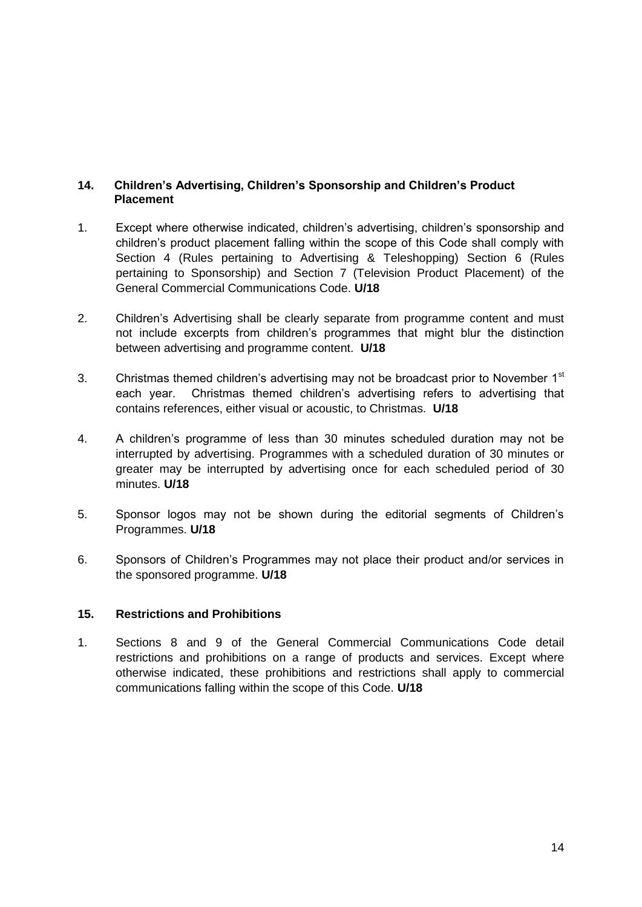## 14. Children's Advertising, Children's Sponsorship and Children's Product Placement

1. Except where otherwise indicated, children's advertising, children's sponsorship and children's product placement falling within the scope of this Code shall comply with Section 4 (Rules pertaining to Advertising & Teleshopping) Section 6 (Rules pertaining to Sponsorship) and Section 7 (Television Product Placement) of the General Commercial Communications Code. **U/18**

2. Children's Advertising shall be clearly separate from programme content and must not include excerpts from children's programmes that might blur the distinction between advertising and programme content. **U/18**

3. Christmas themed children's advertising may not be broadcast prior to November 1st each year. Christmas themed children's advertising refers to advertising that contains references, either visual or acoustic, to Christmas. **U/18**

4. A children's programme of less than 30 minutes scheduled duration may not be interrupted by advertising. Programmes with a scheduled duration of 30 minutes or greater may be interrupted by advertising once for each scheduled period of 30 minutes. **U/18**

5. Sponsor logos may not be shown during the editorial segments of Children's Programmes. **U/18**

6. Sponsors of Children's Programmes may not place their product and/or services in the sponsored programme. **U/18**

## 15. Restrictions and Prohibitions

1. Sections 8 and 9 of the General Commercial Communications Code detail restrictions and prohibitions on a range of products and services. Except where otherwise indicated, these prohibitions and restrictions shall apply to commercial communications falling within the scope of this Code. **U/18**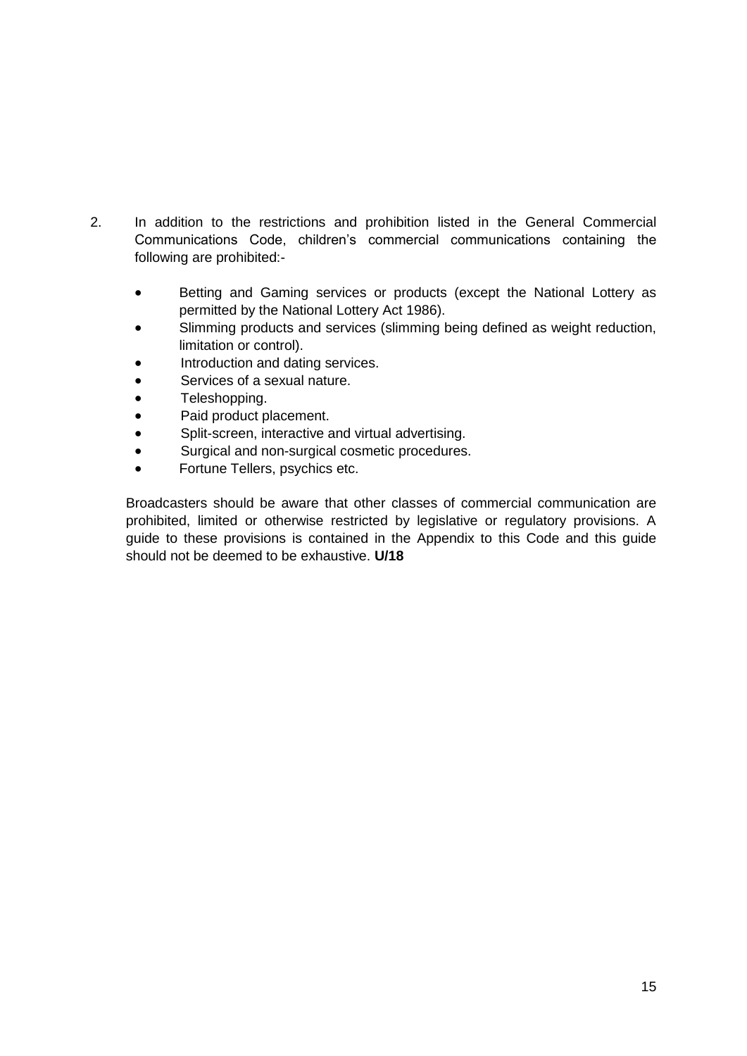2. In addition to the restrictions and prohibition listed in the General Commercial Communications Code, children's commercial communications containing the following are prohibited:-

   - Betting and Gaming services or products (except the National Lottery as permitted by the National Lottery Act 1986).
   - Slimming products and services (slimming being defined as weight reduction, limitation or control).
   - Introduction and dating services.
   - Services of a sexual nature.
   - Teleshopping.
   - Paid product placement.
   - Split-screen, interactive and virtual advertising.
   - Surgical and non-surgical cosmetic procedures.
   - Fortune Tellers, psychics etc.

   Broadcasters should be aware that other classes of commercial communication are prohibited, limited or otherwise restricted by legislative or regulatory provisions. A guide to these provisions is contained in the Appendix to this Code and this guide should not be deemed to be exhaustive. **U/18**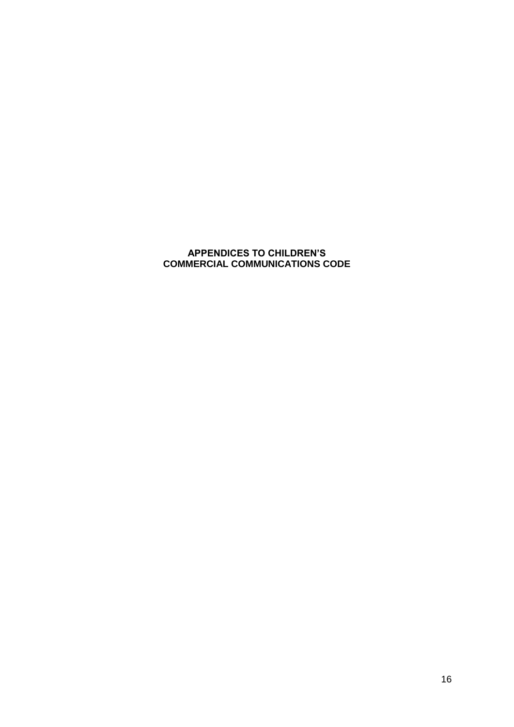# APPENDICES TO CHILDREN'S COMMERCIAL COMMUNICATIONS CODE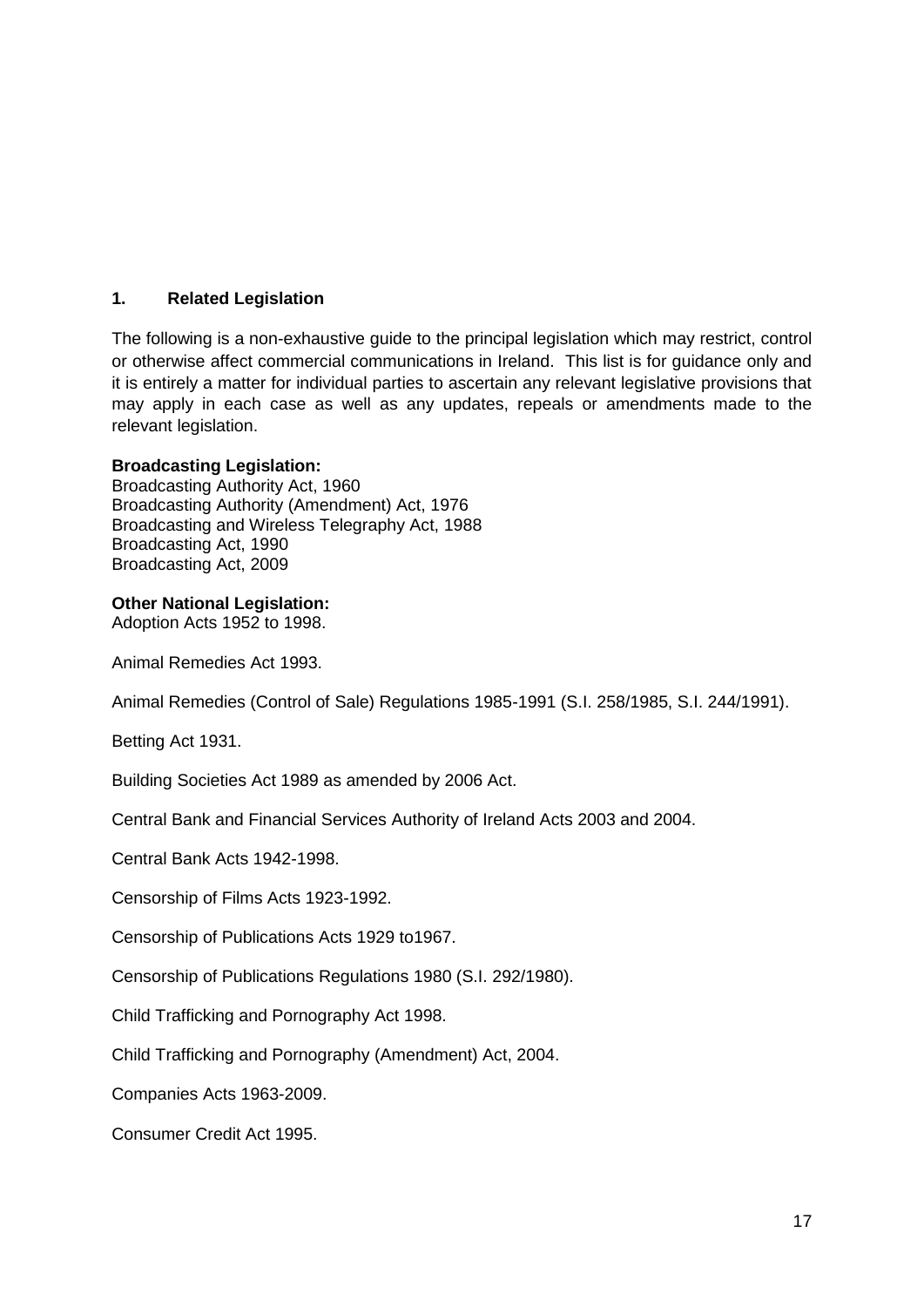## 1. Related Legislation

The following is a non-exhaustive guide to the principal legislation which may restrict, control or otherwise affect commercial communications in Ireland. This list is for guidance only and it is entirely a matter for individual parties to ascertain any relevant legislative provisions that may apply in each case as well as any updates, repeals or amendments made to the relevant legislation.

**Broadcasting Legislation:**
Broadcasting Authority Act, 1960
Broadcasting Authority (Amendment) Act, 1976
Broadcasting and Wireless Telegraphy Act, 1988
Broadcasting Act, 1990
Broadcasting Act, 2009

**Other National Legislation:**
Adoption Acts 1952 to 1998.

Animal Remedies Act 1993.

Animal Remedies (Control of Sale) Regulations 1985-1991 (S.I. 258/1985, S.I. 244/1991).

Betting Act 1931.

Building Societies Act 1989 as amended by 2006 Act.

Central Bank and Financial Services Authority of Ireland Acts 2003 and 2004.

Central Bank Acts 1942-1998.

Censorship of Films Acts 1923-1992.

Censorship of Publications Acts 1929 to1967.

Censorship of Publications Regulations 1980 (S.I. 292/1980).

Child Trafficking and Pornography Act 1998.

Child Trafficking and Pornography (Amendment) Act, 2004.

Companies Acts 1963-2009.

Consumer Credit Act 1995.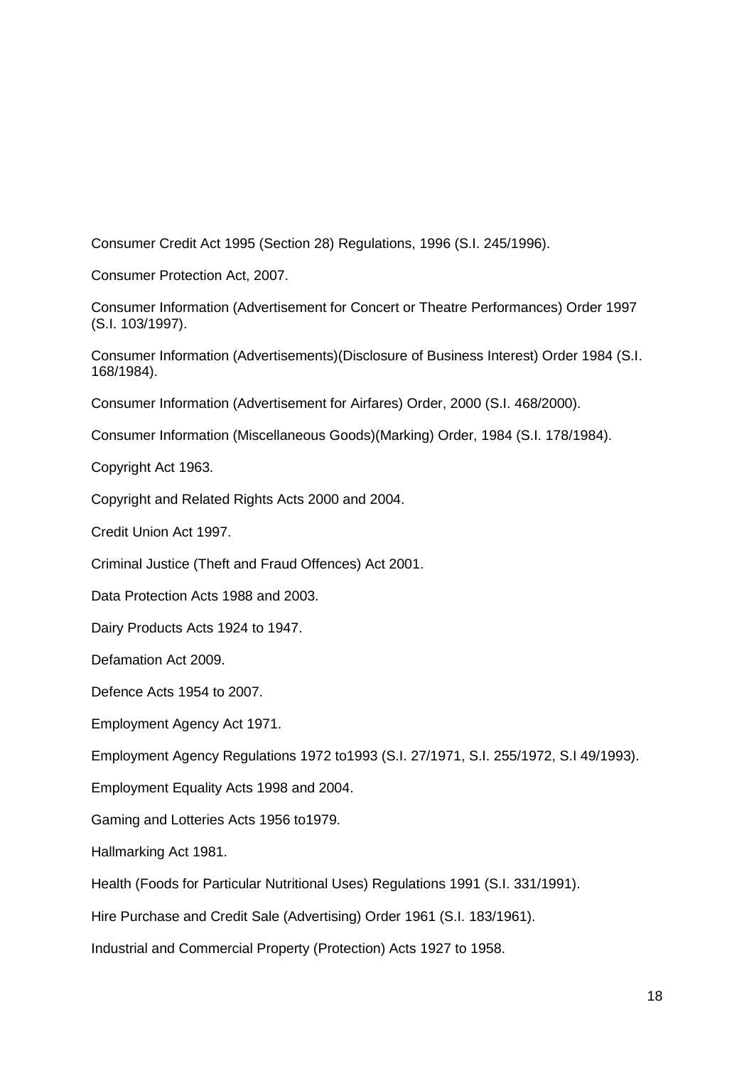Consumer Credit Act 1995 (Section 28) Regulations, 1996 (S.I. 245/1996).

Consumer Protection Act, 2007.

Consumer Information (Advertisement for Concert or Theatre Performances) Order 1997 (S.I. 103/1997).

Consumer Information (Advertisements)(Disclosure of Business Interest) Order 1984 (S.I. 168/1984).

Consumer Information (Advertisement for Airfares) Order, 2000 (S.I. 468/2000).

Consumer Information (Miscellaneous Goods)(Marking) Order, 1984 (S.I. 178/1984).

Copyright Act 1963.

Copyright and Related Rights Acts 2000 and 2004.

Credit Union Act 1997.

Criminal Justice (Theft and Fraud Offences) Act 2001.

Data Protection Acts 1988 and 2003.

Dairy Products Acts 1924 to 1947.

Defamation Act 2009.

Defence Acts 1954 to 2007.

Employment Agency Act 1971.

Employment Agency Regulations 1972 to1993 (S.I. 27/1971, S.I. 255/1972, S.I 49/1993).

Employment Equality Acts 1998 and 2004.

Gaming and Lotteries Acts 1956 to1979.

Hallmarking Act 1981.

Health (Foods for Particular Nutritional Uses) Regulations 1991 (S.I. 331/1991).

Hire Purchase and Credit Sale (Advertising) Order 1961 (S.I. 183/1961).

Industrial and Commercial Property (Protection) Acts 1927 to 1958.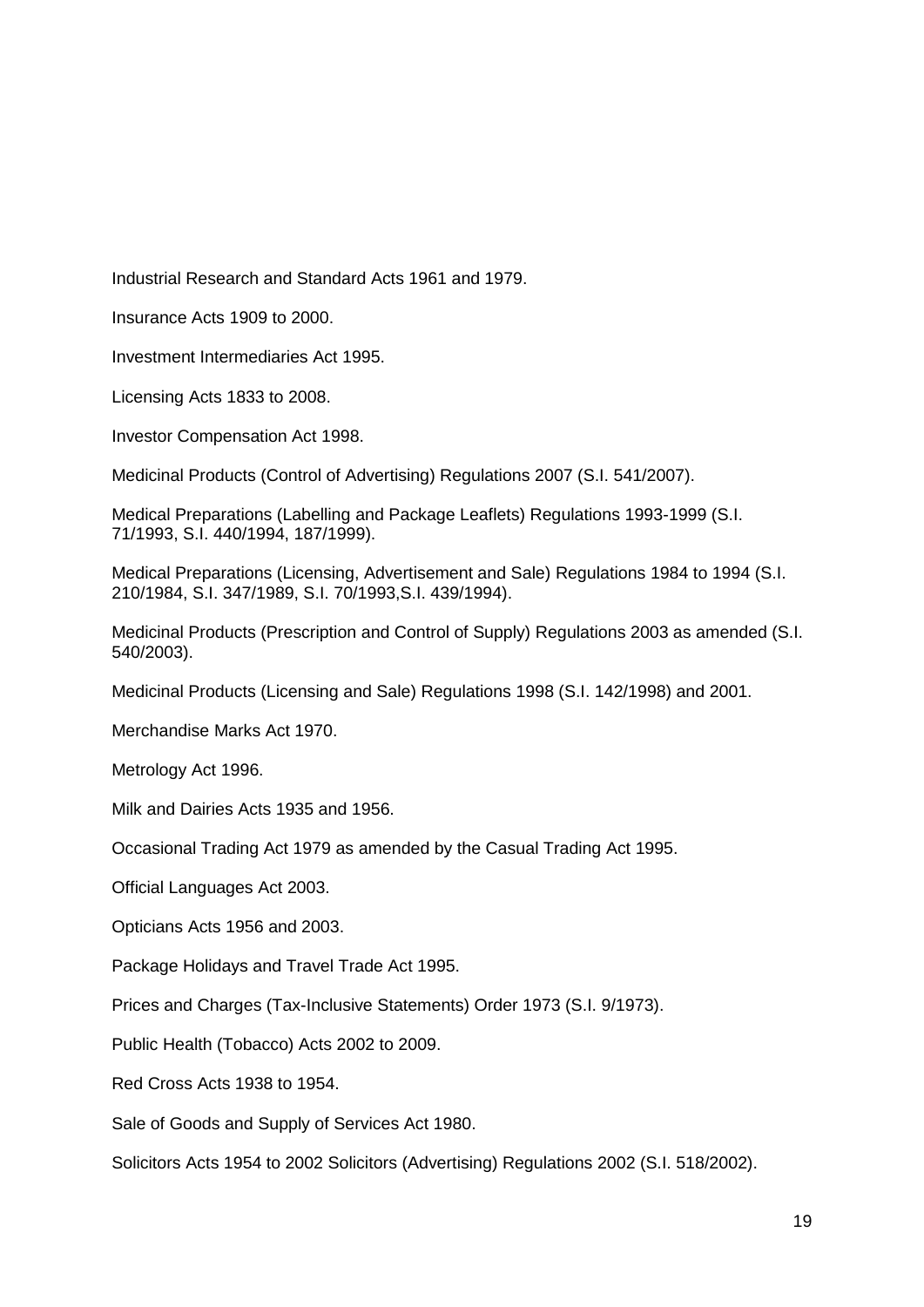Industrial Research and Standard Acts 1961 and 1979.

Insurance Acts 1909 to 2000.

Investment Intermediaries Act 1995.

Licensing Acts 1833 to 2008.

Investor Compensation Act 1998.

Medicinal Products (Control of Advertising) Regulations 2007 (S.I. 541/2007).

Medical Preparations (Labelling and Package Leaflets) Regulations 1993-1999 (S.I. 71/1993, S.I. 440/1994, 187/1999).

Medical Preparations (Licensing, Advertisement and Sale) Regulations 1984 to 1994 (S.I. 210/1984, S.I. 347/1989, S.I. 70/1993,S.I. 439/1994).

Medicinal Products (Prescription and Control of Supply) Regulations 2003 as amended (S.I. 540/2003).

Medicinal Products (Licensing and Sale) Regulations 1998 (S.I. 142/1998) and 2001.

Merchandise Marks Act 1970.

Metrology Act 1996.

Milk and Dairies Acts 1935 and 1956.

Occasional Trading Act 1979 as amended by the Casual Trading Act 1995.

Official Languages Act 2003.

Opticians Acts 1956 and 2003.

Package Holidays and Travel Trade Act 1995.

Prices and Charges (Tax-Inclusive Statements) Order 1973 (S.I. 9/1973).

Public Health (Tobacco) Acts 2002 to 2009.

Red Cross Acts 1938 to 1954.

Sale of Goods and Supply of Services Act 1980.

Solicitors Acts 1954 to 2002 Solicitors (Advertising) Regulations 2002 (S.I. 518/2002).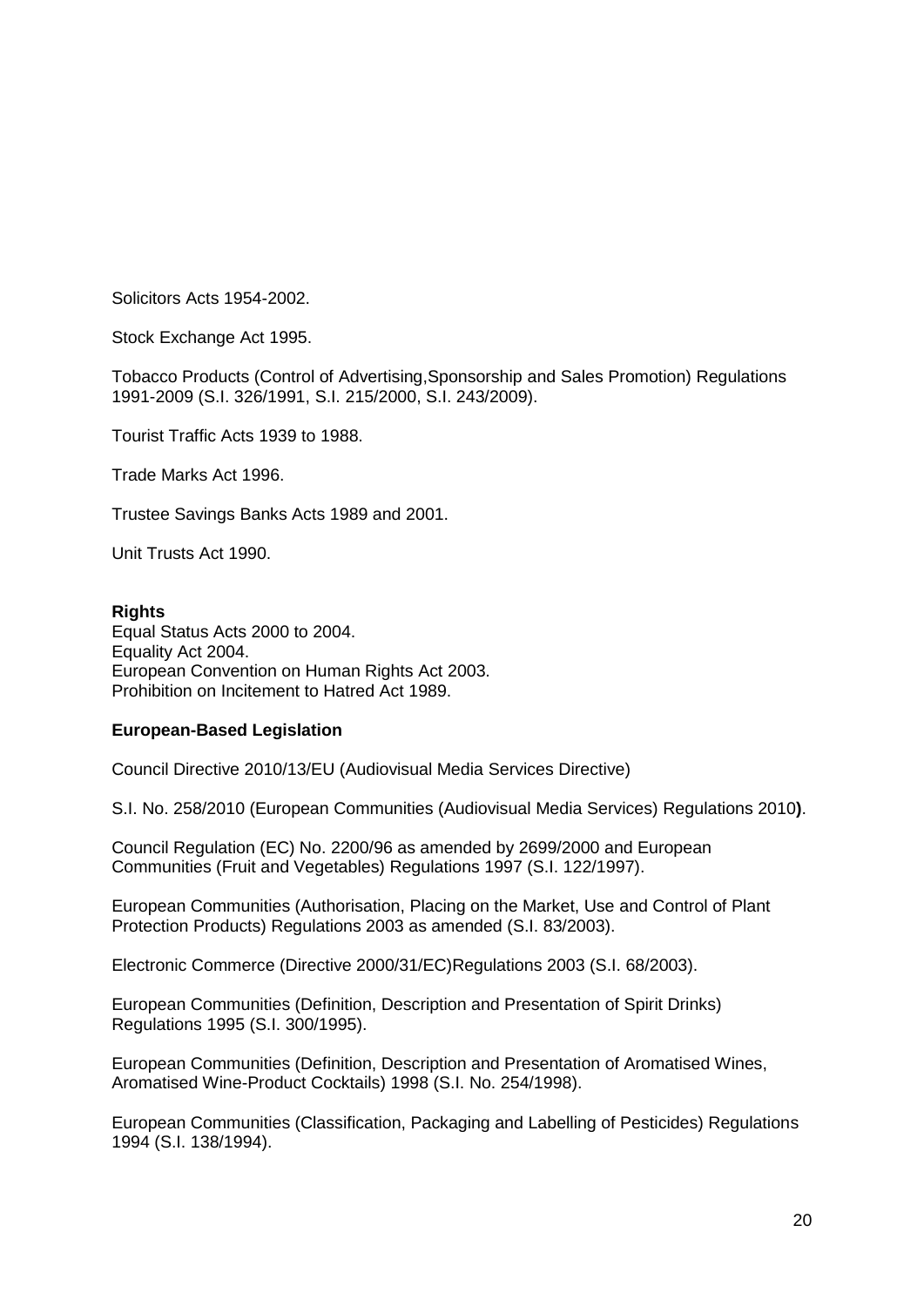Solicitors Acts 1954-2002.

Stock Exchange Act 1995.

Tobacco Products (Control of Advertising,Sponsorship and Sales Promotion) Regulations 1991-2009 (S.I. 326/1991, S.I. 215/2000, S.I. 243/2009).

Tourist Traffic Acts 1939 to 1988.

Trade Marks Act 1996.

Trustee Savings Banks Acts 1989 and 2001.

Unit Trusts Act 1990.

**Rights**

Equal Status Acts 2000 to 2004.
Equality Act 2004.
European Convention on Human Rights Act 2003.
Prohibition on Incitement to Hatred Act 1989.

**European-Based Legislation**

Council Directive 2010/13/EU (Audiovisual Media Services Directive)

S.I. No. 258/2010 (European Communities (Audiovisual Media Services) Regulations 2010**)**.

Council Regulation (EC) No. 2200/96 as amended by 2699/2000 and European Communities (Fruit and Vegetables) Regulations 1997 (S.I. 122/1997).

European Communities (Authorisation, Placing on the Market, Use and Control of Plant Protection Products) Regulations 2003 as amended (S.I. 83/2003).

Electronic Commerce (Directive 2000/31/EC)Regulations 2003 (S.I. 68/2003).

European Communities (Definition, Description and Presentation of Spirit Drinks) Regulations 1995 (S.I. 300/1995).

European Communities (Definition, Description and Presentation of Aromatised Wines, Aromatised Wine-Product Cocktails) 1998 (S.I. No. 254/1998).

European Communities (Classification, Packaging and Labelling of Pesticides) Regulations 1994 (S.I. 138/1994).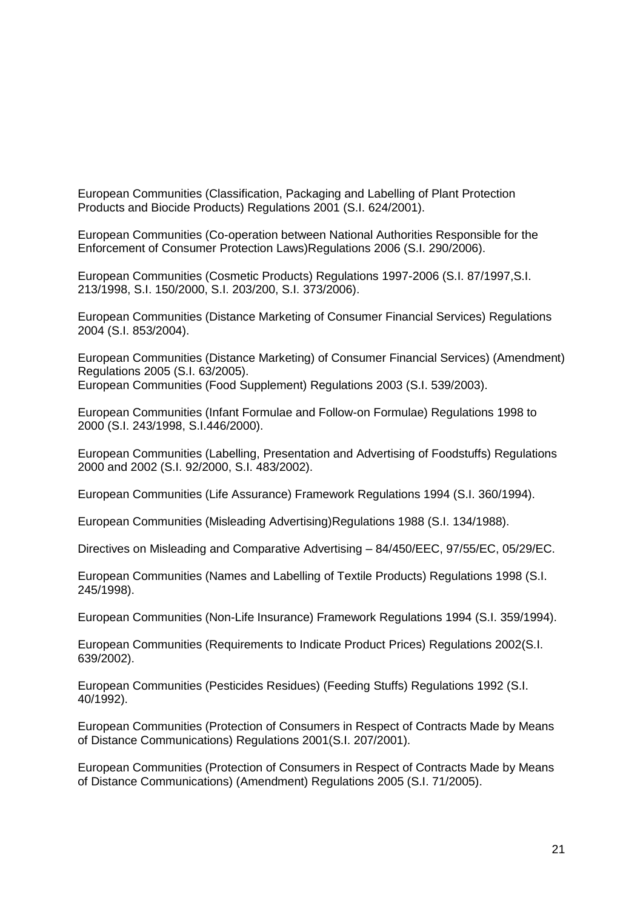European Communities (Classification, Packaging and Labelling of Plant Protection Products and Biocide Products) Regulations 2001 (S.I. 624/2001).

European Communities (Co-operation between National Authorities Responsible for the Enforcement of Consumer Protection Laws)Regulations 2006 (S.I. 290/2006).

European Communities (Cosmetic Products) Regulations 1997-2006 (S.I. 87/1997,S.I. 213/1998, S.I. 150/2000, S.I. 203/200, S.I. 373/2006).

European Communities (Distance Marketing of Consumer Financial Services) Regulations 2004 (S.I. 853/2004).

European Communities (Distance Marketing) of Consumer Financial Services) (Amendment) Regulations 2005 (S.I. 63/2005).
European Communities (Food Supplement) Regulations 2003 (S.I. 539/2003).

European Communities (Infant Formulae and Follow-on Formulae) Regulations 1998 to 2000 (S.I. 243/1998, S.I.446/2000).

European Communities (Labelling, Presentation and Advertising of Foodstuffs) Regulations 2000 and 2002 (S.I. 92/2000, S.I. 483/2002).

European Communities (Life Assurance) Framework Regulations 1994 (S.I. 360/1994).

European Communities (Misleading Advertising)Regulations 1988 (S.I. 134/1988).

Directives on Misleading and Comparative Advertising – 84/450/EEC, 97/55/EC, 05/29/EC.

European Communities (Names and Labelling of Textile Products) Regulations 1998 (S.I. 245/1998).

European Communities (Non-Life Insurance) Framework Regulations 1994 (S.I. 359/1994).

European Communities (Requirements to Indicate Product Prices) Regulations 2002(S.I. 639/2002).

European Communities (Pesticides Residues) (Feeding Stuffs) Regulations 1992 (S.I. 40/1992).

European Communities (Protection of Consumers in Respect of Contracts Made by Means of Distance Communications) Regulations 2001(S.I. 207/2001).

European Communities (Protection of Consumers in Respect of Contracts Made by Means of Distance Communications) (Amendment) Regulations 2005 (S.I. 71/2005).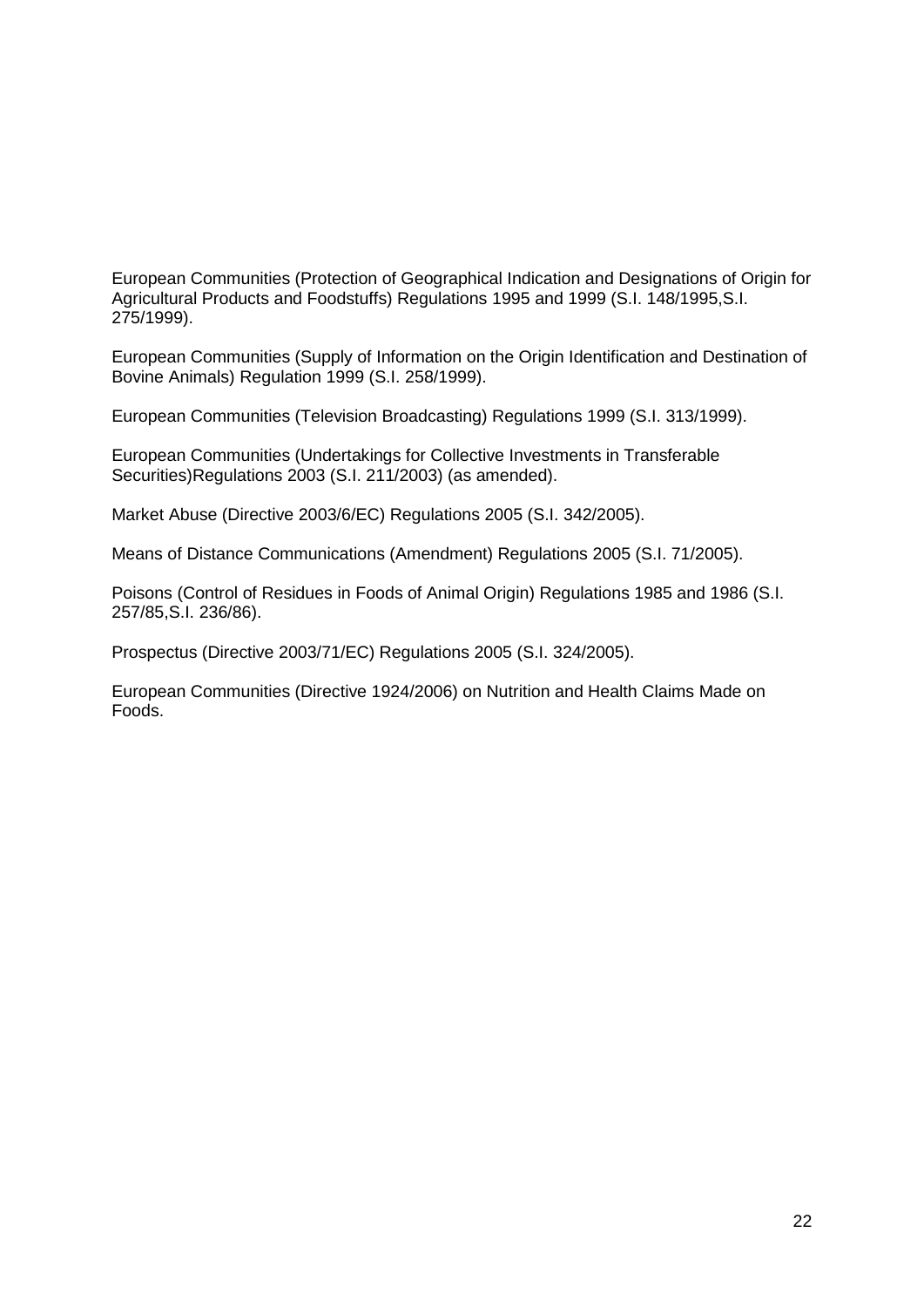European Communities (Protection of Geographical Indication and Designations of Origin for Agricultural Products and Foodstuffs) Regulations 1995 and 1999 (S.I. 148/1995,S.I. 275/1999).

European Communities (Supply of Information on the Origin Identification and Destination of Bovine Animals) Regulation 1999 (S.I. 258/1999).

European Communities (Television Broadcasting) Regulations 1999 (S.I. 313/1999).

European Communities (Undertakings for Collective Investments in Transferable Securities)Regulations 2003 (S.I. 211/2003) (as amended).

Market Abuse (Directive 2003/6/EC) Regulations 2005 (S.I. 342/2005).

Means of Distance Communications (Amendment) Regulations 2005 (S.I. 71/2005).

Poisons (Control of Residues in Foods of Animal Origin) Regulations 1985 and 1986 (S.I. 257/85,S.I. 236/86).

Prospectus (Directive 2003/71/EC) Regulations 2005 (S.I. 324/2005).

European Communities (Directive 1924/2006) on Nutrition and Health Claims Made on Foods.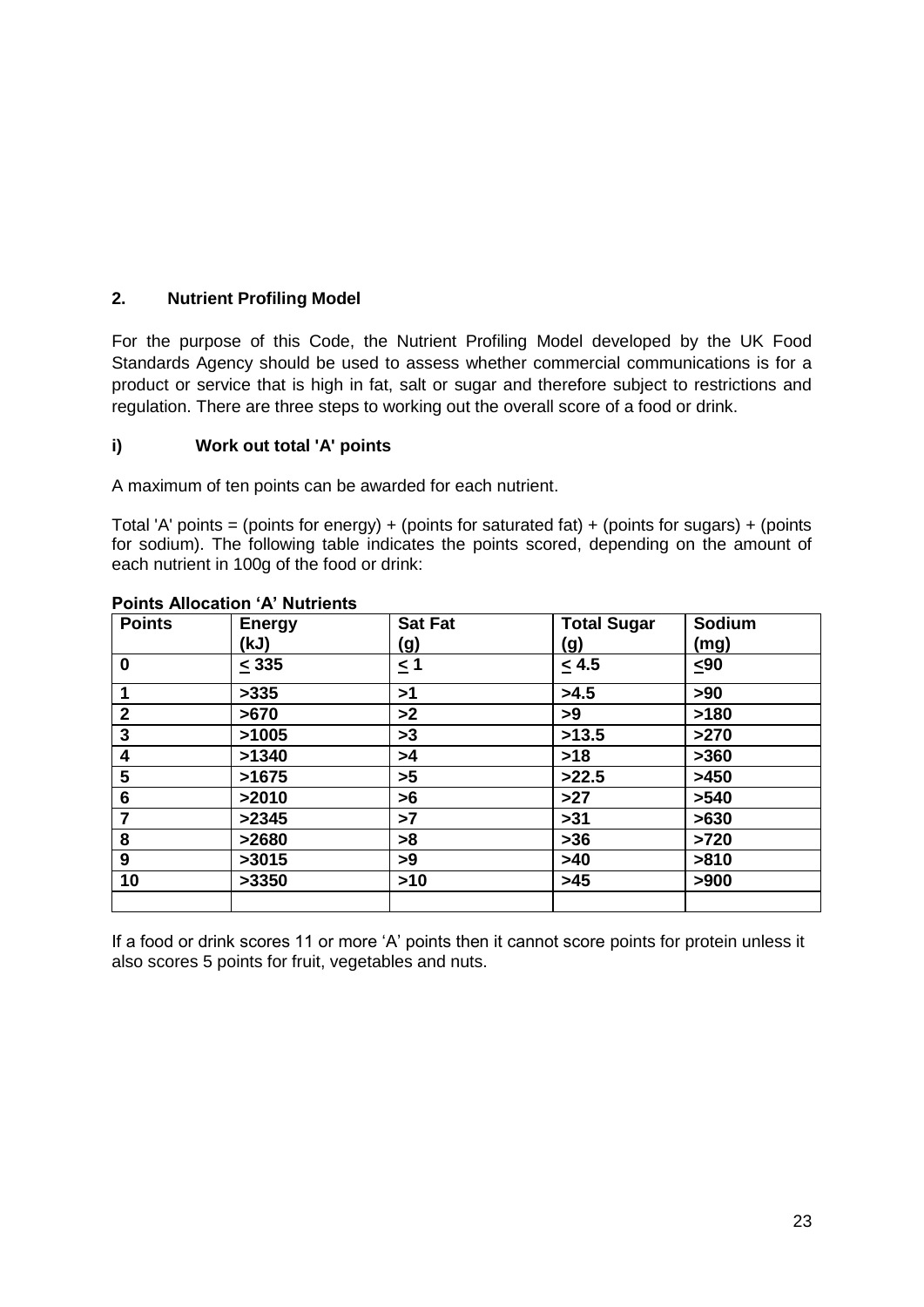## 2. Nutrient Profiling Model

For the purpose of this Code, the Nutrient Profiling Model developed by the UK Food Standards Agency should be used to assess whether commercial communications is for a product or service that is high in fat, salt or sugar and therefore subject to restrictions and regulation. There are three steps to working out the overall score of a food or drink.

### i) Work out total 'A' points

A maximum of ten points can be awarded for each nutrient.

Total 'A' points = (points for energy) + (points for saturated fat) + (points for sugars) + (points for sodium). The following table indicates the points scored, depending on the amount of each nutrient in 100g of the food or drink:

**Points Allocation 'A' Nutrients**

| Points | Energy (kJ) | Sat Fat (g) | Total Sugar (g) | Sodium (mg) |
|---|---|---|---|---|
| 0 | ≤ 335 | ≤ 1 | ≤ 4.5 | ≤90 |
| 1 | >335 | >1 | >4.5 | >90 |
| 2 | >670 | >2 | >9 | >180 |
| 3 | >1005 | >3 | >13.5 | >270 |
| 4 | >1340 | >4 | >18 | >360 |
| 5 | >1675 | >5 | >22.5 | >450 |
| 6 | >2010 | >6 | >27 | >540 |
| 7 | >2345 | >7 | >31 | >630 |
| 8 | >2680 | >8 | >36 | >720 |
| 9 | >3015 | >9 | >40 | >810 |
| 10 | >3350 | >10 | >45 | >900 |
| | | | | |

If a food or drink scores 11 or more 'A' points then it cannot score points for protein unless it also scores 5 points for fruit, vegetables and nuts.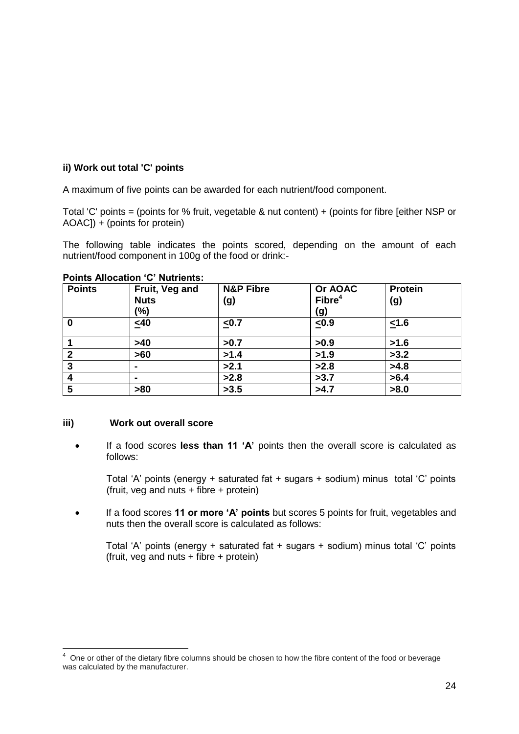**ii) Work out total 'C' points**

A maximum of five points can be awarded for each nutrient/food component.

Total 'C' points = (points for % fruit, vegetable & nut content) + (points for fibre [either NSP or AOAC]) + (points for protein)

The following table indicates the points scored, depending on the amount of each nutrient/food component in 100g of the food or drink:-

**Points Allocation 'C' Nutrients:**

| Points | Fruit, Veg and Nuts (%) | N&P Fibre (g) | Or AOAC Fibre[4] (g) | Protein (g) |
|---|---|---|---|---|
| 0 | ≤40 | ≤0.7 | ≤0.9 | ≤1.6 |
| 1 | >40 | >0.7 | >0.9 | >1.6 |
| 2 | >60 | >1.4 | >1.9 | >3.2 |
| 3 | - | >2.1 | >2.8 | >4.8 |
| 4 | - | >2.8 | >3.7 | >6.4 |
| 5 | >80 | >3.5 | >4.7 | >8.0 |

**iii) Work out overall score**

- If a food scores **less than 11 'A'** points then the overall score is calculated as follows:

  Total 'A' points (energy + saturated fat + sugars + sodium) minus total 'C' points (fruit, veg and nuts + fibre + protein)

- If a food scores **11 or more 'A' points** but scores 5 points for fruit, vegetables and nuts then the overall score is calculated as follows:

  Total 'A' points (energy + saturated fat + sugars + sodium) minus total 'C' points (fruit, veg and nuts + fibre + protein)

---

[4] One or other of the dietary fibre columns should be chosen to how the fibre content of the food or beverage was calculated by the manufacturer.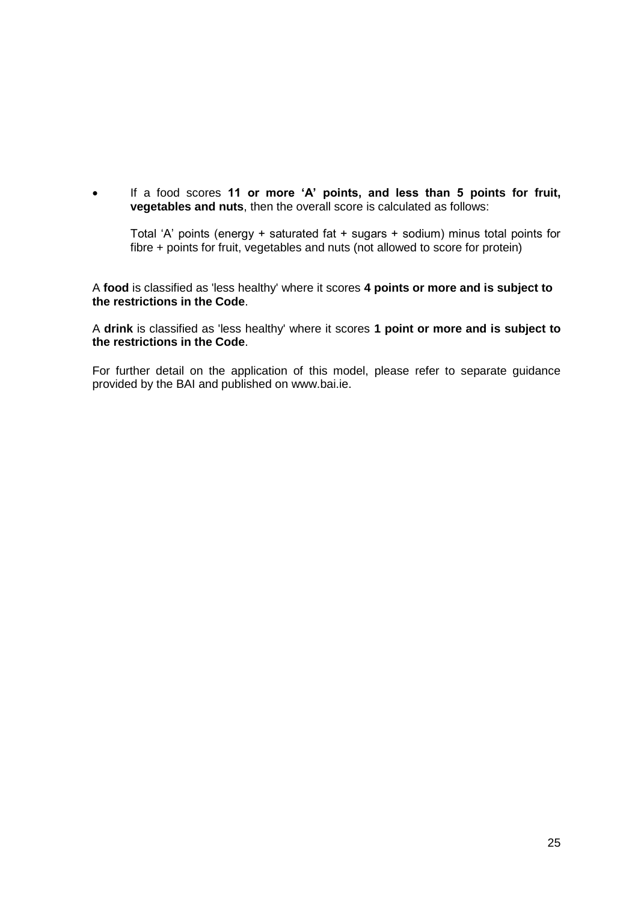- If a food scores **11 or more 'A' points, and less than 5 points for fruit, vegetables and nuts**, then the overall score is calculated as follows:

  Total 'A' points (energy + saturated fat + sugars + sodium) minus total points for fibre + points for fruit, vegetables and nuts (not allowed to score for protein)

A **food** is classified as 'less healthy' where it scores **4 points or more and is subject to the restrictions in the Code**.

A **drink** is classified as 'less healthy' where it scores **1 point or more and is subject to the restrictions in the Code**.

For further detail on the application of this model, please refer to separate guidance provided by the BAI and published on www.bai.ie.